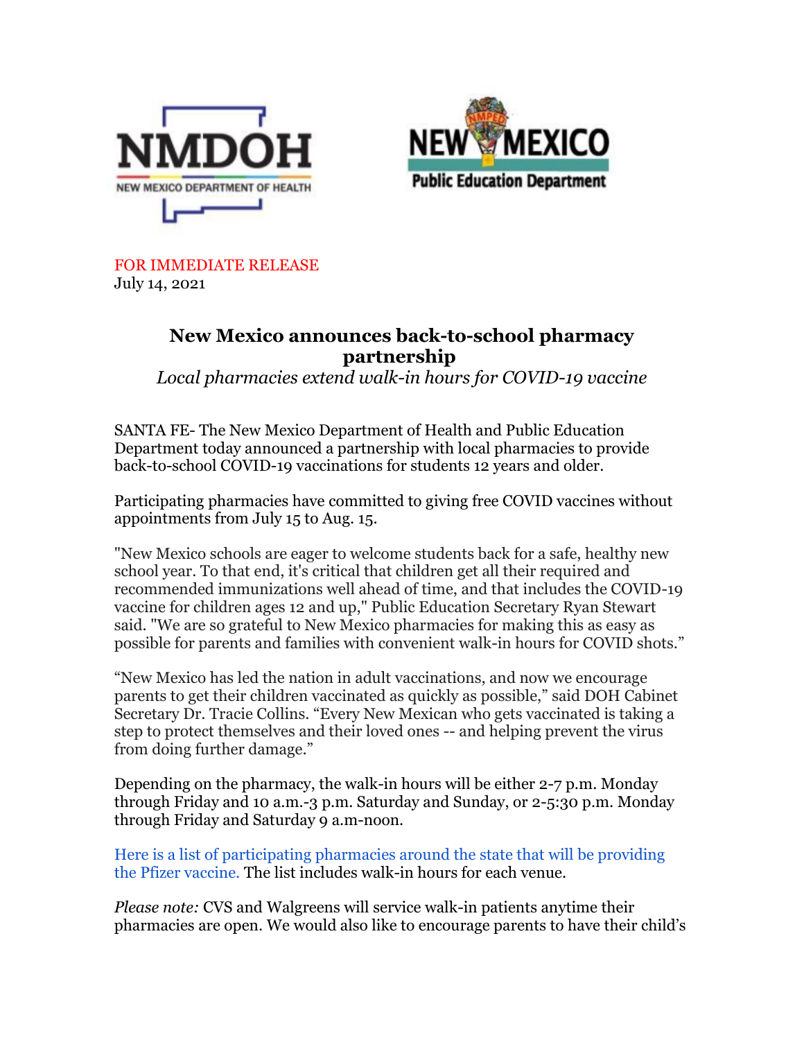FOR IMMEDIATE RELEASE
July 14, 2021

# New Mexico announces back-to-school pharmacy partnership

*Local pharmacies extend walk-in hours for COVID-19 vaccine*

SANTA FE- The New Mexico Department of Health and Public Education Department today announced a partnership with local pharmacies to provide back-to-school COVID-19 vaccinations for students 12 years and older.

Participating pharmacies have committed to giving free COVID vaccines without appointments from July 15 to Aug. 15.

"New Mexico schools are eager to welcome students back for a safe, healthy new school year. To that end, it's critical that children get all their required and recommended immunizations well ahead of time, and that includes the COVID-19 vaccine for children ages 12 and up," Public Education Secretary Ryan Stewart said. "We are so grateful to New Mexico pharmacies for making this as easy as possible for parents and families with convenient walk-in hours for COVID shots."

"New Mexico has led the nation in adult vaccinations, and now we encourage parents to get their children vaccinated as quickly as possible," said DOH Cabinet Secretary Dr. Tracie Collins. "Every New Mexican who gets vaccinated is taking a step to protect themselves and their loved ones -- and helping prevent the virus from doing further damage."

Depending on the pharmacy, the walk-in hours will be either 2-7 p.m. Monday through Friday and 10 a.m.-3 p.m. Saturday and Sunday, or 2-5:30 p.m. Monday through Friday and Saturday 9 a.m-noon.

Here is a list of participating pharmacies around the state that will be providing the Pfizer vaccine. The list includes walk-in hours for each venue.

*Please note:* CVS and Walgreens will service walk-in patients anytime their pharmacies are open. We would also like to encourage parents to have their child's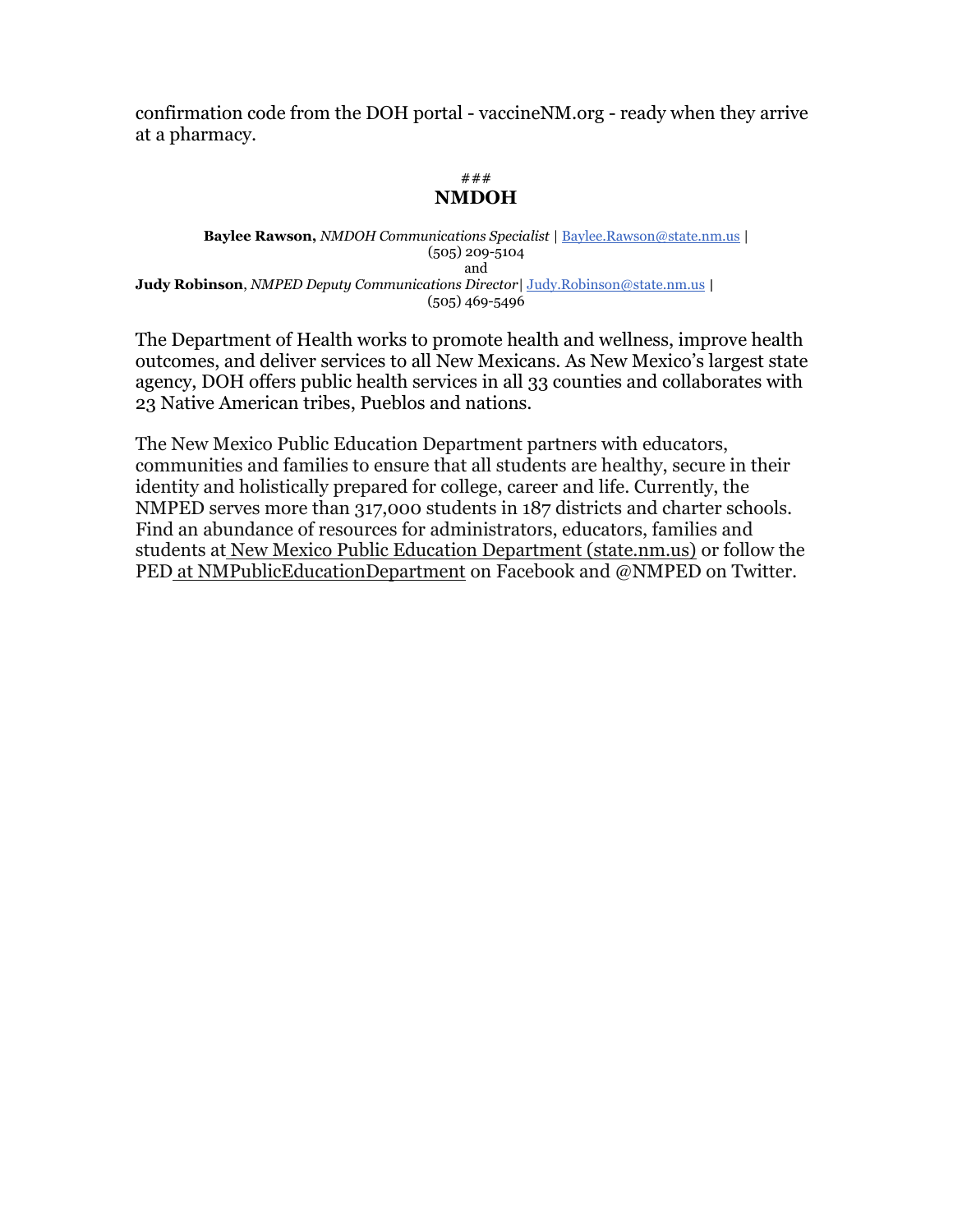confirmation code from the DOH portal - vaccineNM.org - ready when they arrive at a pharmacy.

###

**NMDOH**

**Baylee Rawson,** *NMDOH Communications Specialist* | Baylee.Rawson@state.nm.us | (505) 209-5104

and

**Judy Robinson**, *NMPED Deputy Communications Director*| Judy.Robinson@state.nm.us | (505) 469-5496

The Department of Health works to promote health and wellness, improve health outcomes, and deliver services to all New Mexicans. As New Mexico's largest state agency, DOH offers public health services in all 33 counties and collaborates with 23 Native American tribes, Pueblos and nations.

The New Mexico Public Education Department partners with educators, communities and families to ensure that all students are healthy, secure in their identity and holistically prepared for college, career and life. Currently, the NMPED serves more than 317,000 students in 187 districts and charter schools. Find an abundance of resources for administrators, educators, families and students at New Mexico Public Education Department (state.nm.us) or follow the PED at NMPublicEducationDepartment on Facebook and @NMPED on Twitter.